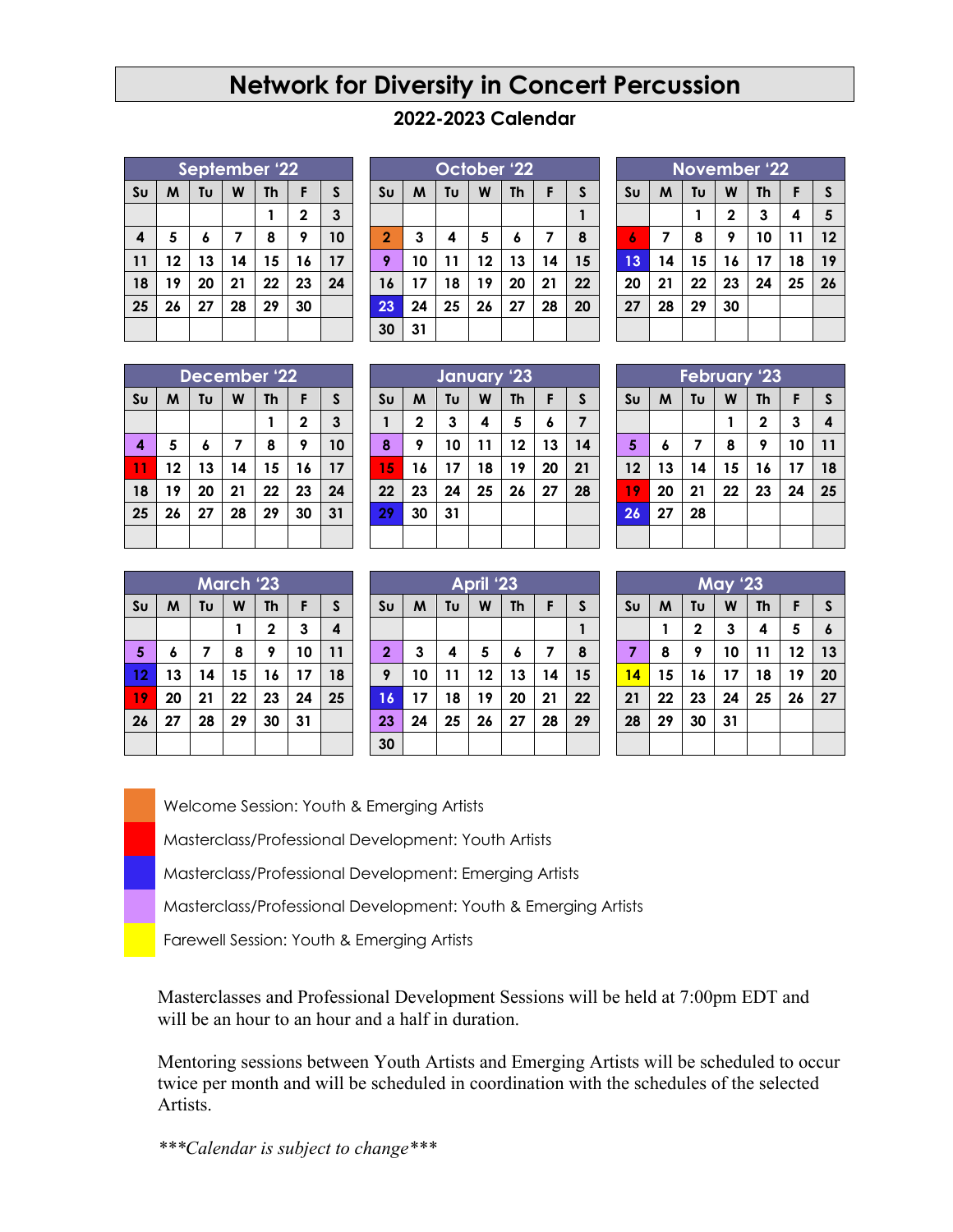# Network for Diversity in Concert Percussion

## 2022-2023 Calendar

**September '22**

| Su | M | Tu | W | Th | F | S |
|---|---|---|---|---|---|---|
| | | | | 1 | 2 | 3 |
| 4 | 5 | 6 | 7 | 8 | 9 | 10 |
| 11 | 12 | 13 | 14 | 15 | 16 | 17 |
| 18 | 19 | 20 | 21 | 22 | 23 | 24 |
| 25 | 26 | 27 | 28 | 29 | 30 | |

**October '22**

| Su | M | Tu | W | Th | F | S |
|---|---|---|---|---|---|---|
| | | | | | | 1 |
| 2 | 3 | 4 | 5 | 6 | 7 | 8 |
| 9 | 10 | 11 | 12 | 13 | 14 | 15 |
| 16 | 17 | 18 | 19 | 20 | 21 | 22 |
| 23 | 24 | 25 | 26 | 27 | 28 | 20 |
| 30 | 31 | | | | | |

**November '22**

| Su | M | Tu | W | Th | F | S |
|---|---|---|---|---|---|---|
| | | 1 | 2 | 3 | 4 | 5 |
| 6 | 7 | 8 | 9 | 10 | 11 | 12 |
| 13 | 14 | 15 | 16 | 17 | 18 | 19 |
| 20 | 21 | 22 | 23 | 24 | 25 | 26 |
| 27 | 28 | 29 | 30 | | | |

**December '22**

| Su | M | Tu | W | Th | F | S |
|---|---|---|---|---|---|---|
| | | | | 1 | 2 | 3 |
| 4 | 5 | 6 | 7 | 8 | 9 | 10 |
| 11 | 12 | 13 | 14 | 15 | 16 | 17 |
| 18 | 19 | 20 | 21 | 22 | 23 | 24 |
| 25 | 26 | 27 | 28 | 29 | 30 | 31 |

**January '23**

| Su | M | Tu | W | Th | F | S |
|---|---|---|---|---|---|---|
| 1 | 2 | 3 | 4 | 5 | 6 | 7 |
| 8 | 9 | 10 | 11 | 12 | 13 | 14 |
| 15 | 16 | 17 | 18 | 19 | 20 | 21 |
| 22 | 23 | 24 | 25 | 26 | 27 | 28 |
| 29 | 30 | 31 | | | | |

**February '23**

| Su | M | Tu | W | Th | F | S |
|---|---|---|---|---|---|---|
| | | | 1 | 2 | 3 | 4 |
| 5 | 6 | 7 | 8 | 9 | 10 | 11 |
| 12 | 13 | 14 | 15 | 16 | 17 | 18 |
| 19 | 20 | 21 | 22 | 23 | 24 | 25 |
| 26 | 27 | 28 | | | | |

**March '23**

| Su | M | Tu | W | Th | F | S |
|---|---|---|---|---|---|---|
| | | | 1 | 2 | 3 | 4 |
| 5 | 6 | 7 | 8 | 9 | 10 | 11 |
| 12 | 13 | 14 | 15 | 16 | 17 | 18 |
| 19 | 20 | 21 | 22 | 23 | 24 | 25 |
| 26 | 27 | 28 | 29 | 30 | 31 | |

**April '23**

| Su | M | Tu | W | Th | F | S |
|---|---|---|---|---|---|---|
| | | | | | | 1 |
| 2 | 3 | 4 | 5 | 6 | 7 | 8 |
| 9 | 10 | 11 | 12 | 13 | 14 | 15 |
| 16 | 17 | 18 | 19 | 20 | 21 | 22 |
| 23 | 24 | 25 | 26 | 27 | 28 | 29 |
| 30 | | | | | | |

**May '23**

| Su | M | Tu | W | Th | F | S |
|---|---|---|---|---|---|---|
| | 1 | 2 | 3 | 4 | 5 | 6 |
| 7 | 8 | 9 | 10 | 11 | 12 | 13 |
| 14 | 15 | 16 | 17 | 18 | 19 | 20 |
| 21 | 22 | 23 | 24 | 25 | 26 | 27 |
| 28 | 29 | 30 | 31 | | | |

- Welcome Session: Youth & Emerging Artists (Oct 2)
- Masterclass/Professional Development: Youth Artists (Nov 6, Dec 11, Jan 15, Feb 19, Mar 19)
- Masterclass/Professional Development: Emerging Artists (Oct 23, Nov 13, Jan 29, Feb 26, Mar 12, Apr 16)
- Masterclass/Professional Development: Youth & Emerging Artists (Oct 9, Dec 4, Jan 8, Feb 5, Mar 5, Apr 2, Apr 23, May 7)
- Farewell Session: Youth & Emerging Artists (May 14)

Masterclasses and Professional Development Sessions will be held at 7:00pm EDT and will be an hour to an hour and a half in duration.

Mentoring sessions between Youth Artists and Emerging Artists will be scheduled to occur twice per month and will be scheduled in coordination with the schedules of the selected Artists.

*\*\*\*Calendar is subject to change\*\*\**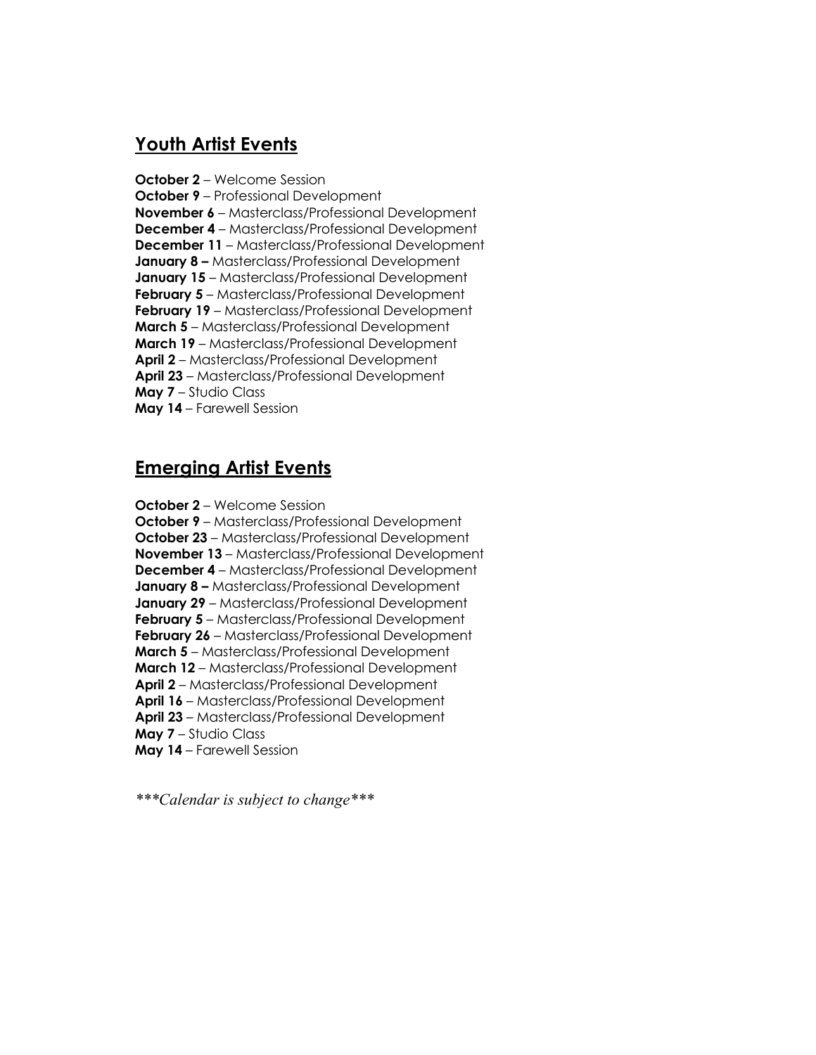## Youth Artist Events

**October 2** – Welcome Session
**October 9** – Professional Development
**November 6** – Masterclass/Professional Development
**December 4** – Masterclass/Professional Development
**December 11** – Masterclass/Professional Development
**January 8 –** Masterclass/Professional Development
**January 15** – Masterclass/Professional Development
**February 5** – Masterclass/Professional Development
**February 19** – Masterclass/Professional Development
**March 5** – Masterclass/Professional Development
**March 19** – Masterclass/Professional Development
**April 2** – Masterclass/Professional Development
**April 23** – Masterclass/Professional Development
**May 7** – Studio Class
**May 14** – Farewell Session

## Emerging Artist Events

**October 2** – Welcome Session
**October 9** – Masterclass/Professional Development
**October 23** – Masterclass/Professional Development
**November 13** – Masterclass/Professional Development
**December 4** – Masterclass/Professional Development
**January 8 –** Masterclass/Professional Development
**January 29** – Masterclass/Professional Development
**February 5** – Masterclass/Professional Development
**February 26** – Masterclass/Professional Development
**March 5** – Masterclass/Professional Development
**March 12** – Masterclass/Professional Development
**April 2** – Masterclass/Professional Development
**April 16** – Masterclass/Professional Development
**April 23** – Masterclass/Professional Development
**May 7** – Studio Class
**May 14** – Farewell Session

****Calendar is subject to change****